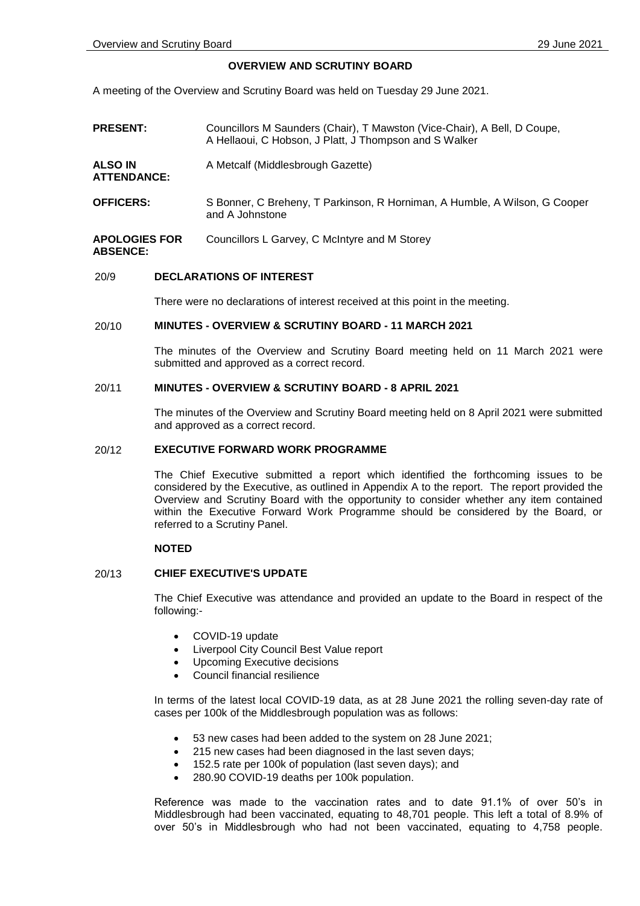# OVERVIEW AND SCRUTINY BOARD

A meeting of the Overview and Scrutiny Board was held on Tuesday 29 June 2021.

| | |
|---|---|
| **PRESENT:** | Councillors M Saunders (Chair), T Mawston (Vice-Chair), A Bell, D Coupe, A Hellaoui, C Hobson, J Platt, J Thompson and S Walker |
| **ALSO IN ATTENDANCE:** | A Metcalf (Middlesbrough Gazette) |
| **OFFICERS:** | S Bonner, C Breheny, T Parkinson, R Horniman, A Humble, A Wilson, G Cooper and A Johnstone |
| **APOLOGIES FOR ABSENCE:** | Councillors L Garvey, C McIntyre and M Storey |

## 20/9 DECLARATIONS OF INTEREST

There were no declarations of interest received at this point in the meeting.

## 20/10 MINUTES - OVERVIEW & SCRUTINY BOARD - 11 MARCH 2021

The minutes of the Overview and Scrutiny Board meeting held on 11 March 2021 were submitted and approved as a correct record.

## 20/11 MINUTES - OVERVIEW & SCRUTINY BOARD - 8 APRIL 2021

The minutes of the Overview and Scrutiny Board meeting held on 8 April 2021 were submitted and approved as a correct record.

## 20/12 EXECUTIVE FORWARD WORK PROGRAMME

The Chief Executive submitted a report which identified the forthcoming issues to be considered by the Executive, as outlined in Appendix A to the report. The report provided the Overview and Scrutiny Board with the opportunity to consider whether any item contained within the Executive Forward Work Programme should be considered by the Board, or referred to a Scrutiny Panel.

**NOTED**

## 20/13 CHIEF EXECUTIVE'S UPDATE

The Chief Executive was attendance and provided an update to the Board in respect of the following:-

- COVID-19 update
- Liverpool City Council Best Value report
- Upcoming Executive decisions
- Council financial resilience

In terms of the latest local COVID-19 data, as at 28 June 2021 the rolling seven-day rate of cases per 100k of the Middlesbrough population was as follows:

- 53 new cases had been added to the system on 28 June 2021;
- 215 new cases had been diagnosed in the last seven days;
- 152.5 rate per 100k of population (last seven days); and
- 280.90 COVID-19 deaths per 100k population.

Reference was made to the vaccination rates and to date 91.1% of over 50's in Middlesbrough had been vaccinated, equating to 48,701 people. This left a total of 8.9% of over 50's in Middlesbrough who had not been vaccinated, equating to 4,758 people.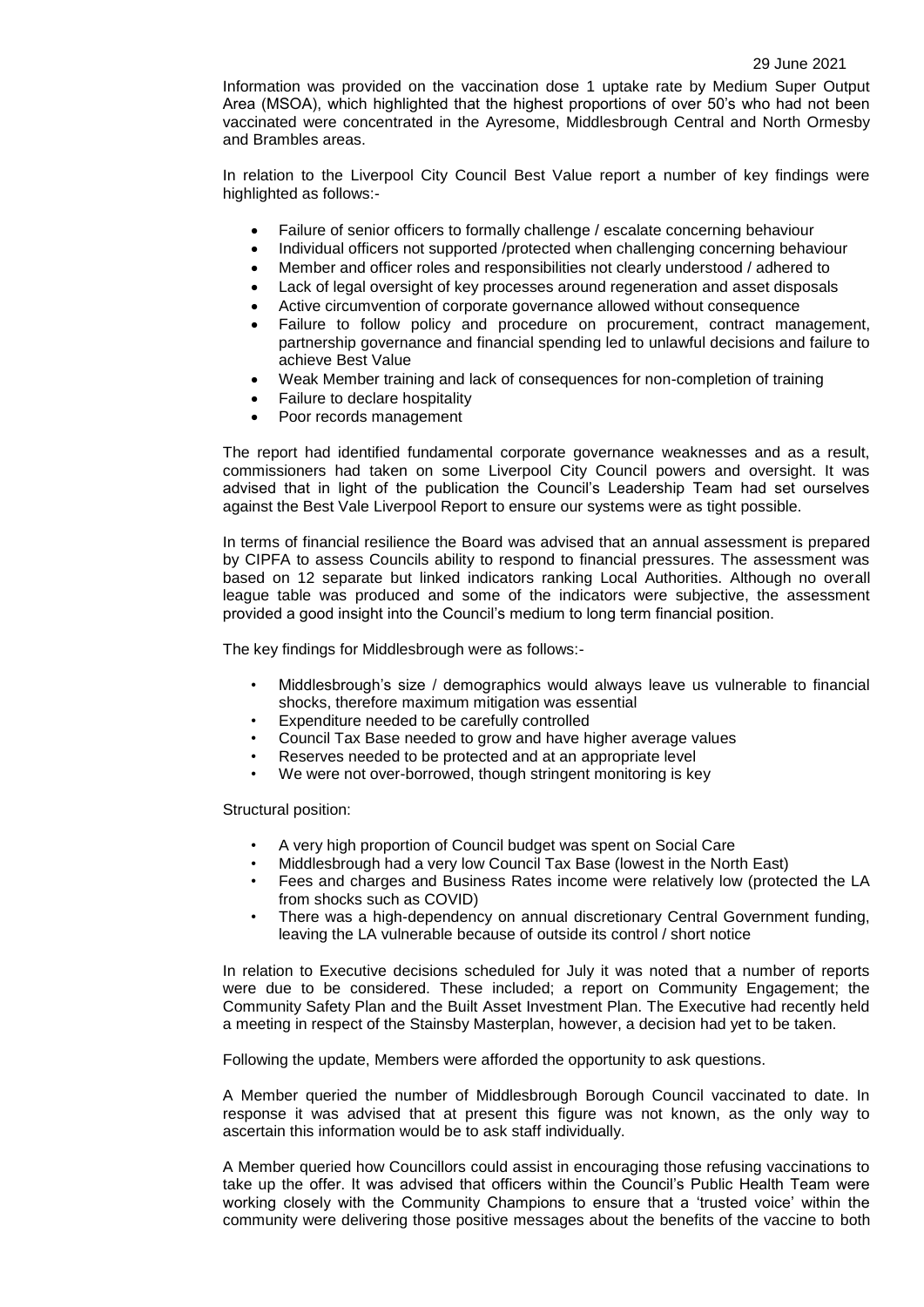Information was provided on the vaccination dose 1 uptake rate by Medium Super Output Area (MSOA), which highlighted that the highest proportions of over 50's who had not been vaccinated were concentrated in the Ayresome, Middlesbrough Central and North Ormesby and Brambles areas.

In relation to the Liverpool City Council Best Value report a number of key findings were highlighted as follows:-

- Failure of senior officers to formally challenge / escalate concerning behaviour
- Individual officers not supported /protected when challenging concerning behaviour
- Member and officer roles and responsibilities not clearly understood / adhered to
- Lack of legal oversight of key processes around regeneration and asset disposals
- Active circumvention of corporate governance allowed without consequence
- Failure to follow policy and procedure on procurement, contract management, partnership governance and financial spending led to unlawful decisions and failure to achieve Best Value
- Weak Member training and lack of consequences for non-completion of training
- Failure to declare hospitality
- Poor records management

The report had identified fundamental corporate governance weaknesses and as a result, commissioners had taken on some Liverpool City Council powers and oversight. It was advised that in light of the publication the Council's Leadership Team had set ourselves against the Best Vale Liverpool Report to ensure our systems were as tight possible.

In terms of financial resilience the Board was advised that an annual assessment is prepared by CIPFA to assess Councils ability to respond to financial pressures. The assessment was based on 12 separate but linked indicators ranking Local Authorities. Although no overall league table was produced and some of the indicators were subjective, the assessment provided a good insight into the Council's medium to long term financial position.

The key findings for Middlesbrough were as follows:-

- Middlesbrough's size / demographics would always leave us vulnerable to financial shocks, therefore maximum mitigation was essential
- Expenditure needed to be carefully controlled
- Council Tax Base needed to grow and have higher average values
- Reserves needed to be protected and at an appropriate level
- We were not over-borrowed, though stringent monitoring is key

Structural position:

- A very high proportion of Council budget was spent on Social Care
- Middlesbrough had a very low Council Tax Base (lowest in the North East)
- Fees and charges and Business Rates income were relatively low (protected the LA from shocks such as COVID)
- There was a high-dependency on annual discretionary Central Government funding, leaving the LA vulnerable because of outside its control / short notice

In relation to Executive decisions scheduled for July it was noted that a number of reports were due to be considered. These included; a report on Community Engagement; the Community Safety Plan and the Built Asset Investment Plan. The Executive had recently held a meeting in respect of the Stainsby Masterplan, however, a decision had yet to be taken.

Following the update, Members were afforded the opportunity to ask questions.

A Member queried the number of Middlesbrough Borough Council vaccinated to date. In response it was advised that at present this figure was not known, as the only way to ascertain this information would be to ask staff individually.

A Member queried how Councillors could assist in encouraging those refusing vaccinations to take up the offer. It was advised that officers within the Council's Public Health Team were working closely with the Community Champions to ensure that a 'trusted voice' within the community were delivering those positive messages about the benefits of the vaccine to both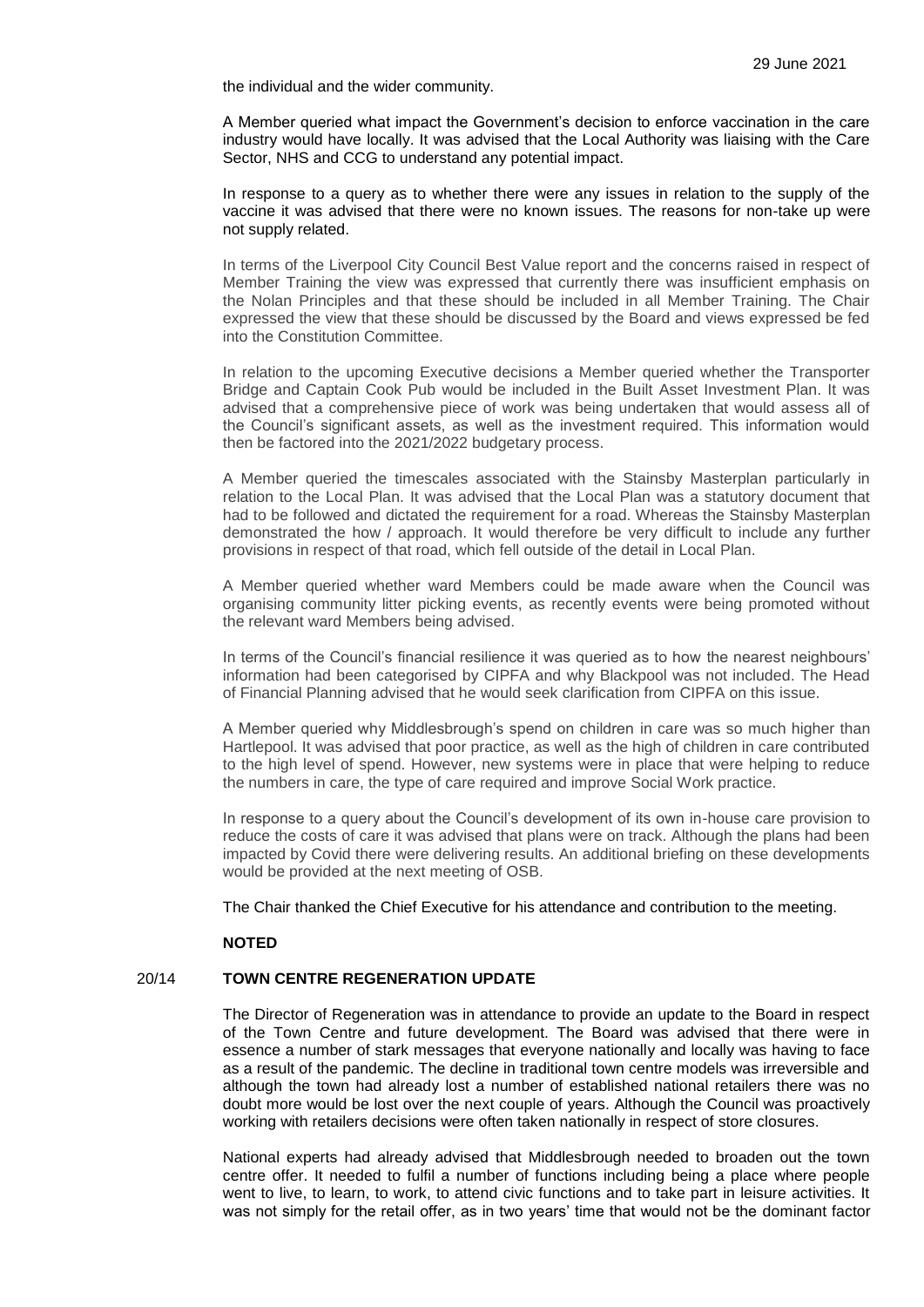the individual and the wider community.

A Member queried what impact the Government's decision to enforce vaccination in the care industry would have locally. It was advised that the Local Authority was liaising with the Care Sector, NHS and CCG to understand any potential impact.

In response to a query as to whether there were any issues in relation to the supply of the vaccine it was advised that there were no known issues. The reasons for non-take up were not supply related.

In terms of the Liverpool City Council Best Value report and the concerns raised in respect of Member Training the view was expressed that currently there was insufficient emphasis on the Nolan Principles and that these should be included in all Member Training. The Chair expressed the view that these should be discussed by the Board and views expressed be fed into the Constitution Committee.

In relation to the upcoming Executive decisions a Member queried whether the Transporter Bridge and Captain Cook Pub would be included in the Built Asset Investment Plan. It was advised that a comprehensive piece of work was being undertaken that would assess all of the Council's significant assets, as well as the investment required. This information would then be factored into the 2021/2022 budgetary process.

A Member queried the timescales associated with the Stainsby Masterplan particularly in relation to the Local Plan. It was advised that the Local Plan was a statutory document that had to be followed and dictated the requirement for a road. Whereas the Stainsby Masterplan demonstrated the how / approach. It would therefore be very difficult to include any further provisions in respect of that road, which fell outside of the detail in Local Plan.

A Member queried whether ward Members could be made aware when the Council was organising community litter picking events, as recently events were being promoted without the relevant ward Members being advised.

In terms of the Council's financial resilience it was queried as to how the nearest neighbours' information had been categorised by CIPFA and why Blackpool was not included. The Head of Financial Planning advised that he would seek clarification from CIPFA on this issue.

A Member queried why Middlesbrough's spend on children in care was so much higher than Hartlepool. It was advised that poor practice, as well as the high of children in care contributed to the high level of spend. However, new systems were in place that were helping to reduce the numbers in care, the type of care required and improve Social Work practice.

In response to a query about the Council's development of its own in-house care provision to reduce the costs of care it was advised that plans were on track. Although the plans had been impacted by Covid there were delivering results. An additional briefing on these developments would be provided at the next meeting of OSB.

The Chair thanked the Chief Executive for his attendance and contribution to the meeting.

**NOTED**

## 20/14 TOWN CENTRE REGENERATION UPDATE

The Director of Regeneration was in attendance to provide an update to the Board in respect of the Town Centre and future development. The Board was advised that there were in essence a number of stark messages that everyone nationally and locally was having to face as a result of the pandemic. The decline in traditional town centre models was irreversible and although the town had already lost a number of established national retailers there was no doubt more would be lost over the next couple of years. Although the Council was proactively working with retailers decisions were often taken nationally in respect of store closures.

National experts had already advised that Middlesbrough needed to broaden out the town centre offer. It needed to fulfil a number of functions including being a place where people went to live, to learn, to work, to attend civic functions and to take part in leisure activities. It was not simply for the retail offer, as in two years' time that would not be the dominant factor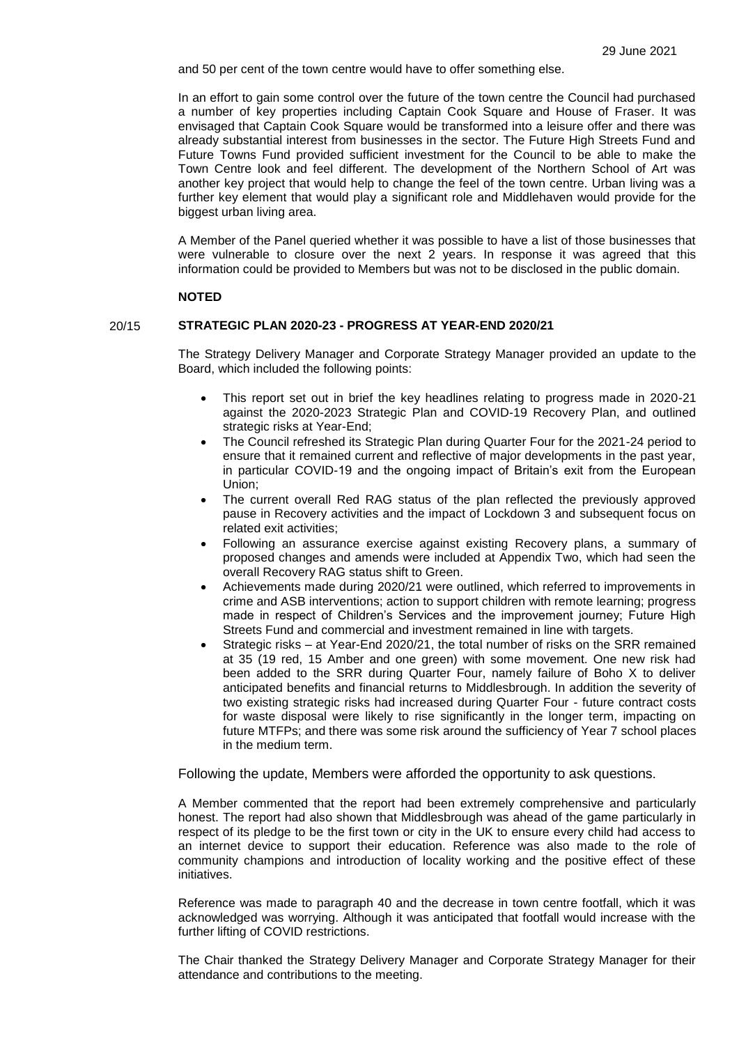and 50 per cent of the town centre would have to offer something else.

In an effort to gain some control over the future of the town centre the Council had purchased a number of key properties including Captain Cook Square and House of Fraser. It was envisaged that Captain Cook Square would be transformed into a leisure offer and there was already substantial interest from businesses in the sector. The Future High Streets Fund and Future Towns Fund provided sufficient investment for the Council to be able to make the Town Centre look and feel different. The development of the Northern School of Art was another key project that would help to change the feel of the town centre. Urban living was a further key element that would play a significant role and Middlehaven would provide for the biggest urban living area.

A Member of the Panel queried whether it was possible to have a list of those businesses that were vulnerable to closure over the next 2 years. In response it was agreed that this information could be provided to Members but was not to be disclosed in the public domain.

**NOTED**

## 20/15 STRATEGIC PLAN 2020-23 - PROGRESS AT YEAR-END 2020/21

The Strategy Delivery Manager and Corporate Strategy Manager provided an update to the Board, which included the following points:

- This report set out in brief the key headlines relating to progress made in 2020-21 against the 2020-2023 Strategic Plan and COVID-19 Recovery Plan, and outlined strategic risks at Year-End;
- The Council refreshed its Strategic Plan during Quarter Four for the 2021-24 period to ensure that it remained current and reflective of major developments in the past year, in particular COVID-19 and the ongoing impact of Britain's exit from the European Union;
- The current overall Red RAG status of the plan reflected the previously approved pause in Recovery activities and the impact of Lockdown 3 and subsequent focus on related exit activities;
- Following an assurance exercise against existing Recovery plans, a summary of proposed changes and amends were included at Appendix Two, which had seen the overall Recovery RAG status shift to Green.
- Achievements made during 2020/21 were outlined, which referred to improvements in crime and ASB interventions; action to support children with remote learning; progress made in respect of Children's Services and the improvement journey; Future High Streets Fund and commercial and investment remained in line with targets.
- Strategic risks – at Year-End 2020/21, the total number of risks on the SRR remained at 35 (19 red, 15 Amber and one green) with some movement. One new risk had been added to the SRR during Quarter Four, namely failure of Boho X to deliver anticipated benefits and financial returns to Middlesbrough. In addition the severity of two existing strategic risks had increased during Quarter Four - future contract costs for waste disposal were likely to rise significantly in the longer term, impacting on future MTFPs; and there was some risk around the sufficiency of Year 7 school places in the medium term.

Following the update, Members were afforded the opportunity to ask questions.

A Member commented that the report had been extremely comprehensive and particularly honest. The report had also shown that Middlesbrough was ahead of the game particularly in respect of its pledge to be the first town or city in the UK to ensure every child had access to an internet device to support their education. Reference was also made to the role of community champions and introduction of locality working and the positive effect of these initiatives.

Reference was made to paragraph 40 and the decrease in town centre footfall, which it was acknowledged was worrying. Although it was anticipated that footfall would increase with the further lifting of COVID restrictions.

The Chair thanked the Strategy Delivery Manager and Corporate Strategy Manager for their attendance and contributions to the meeting.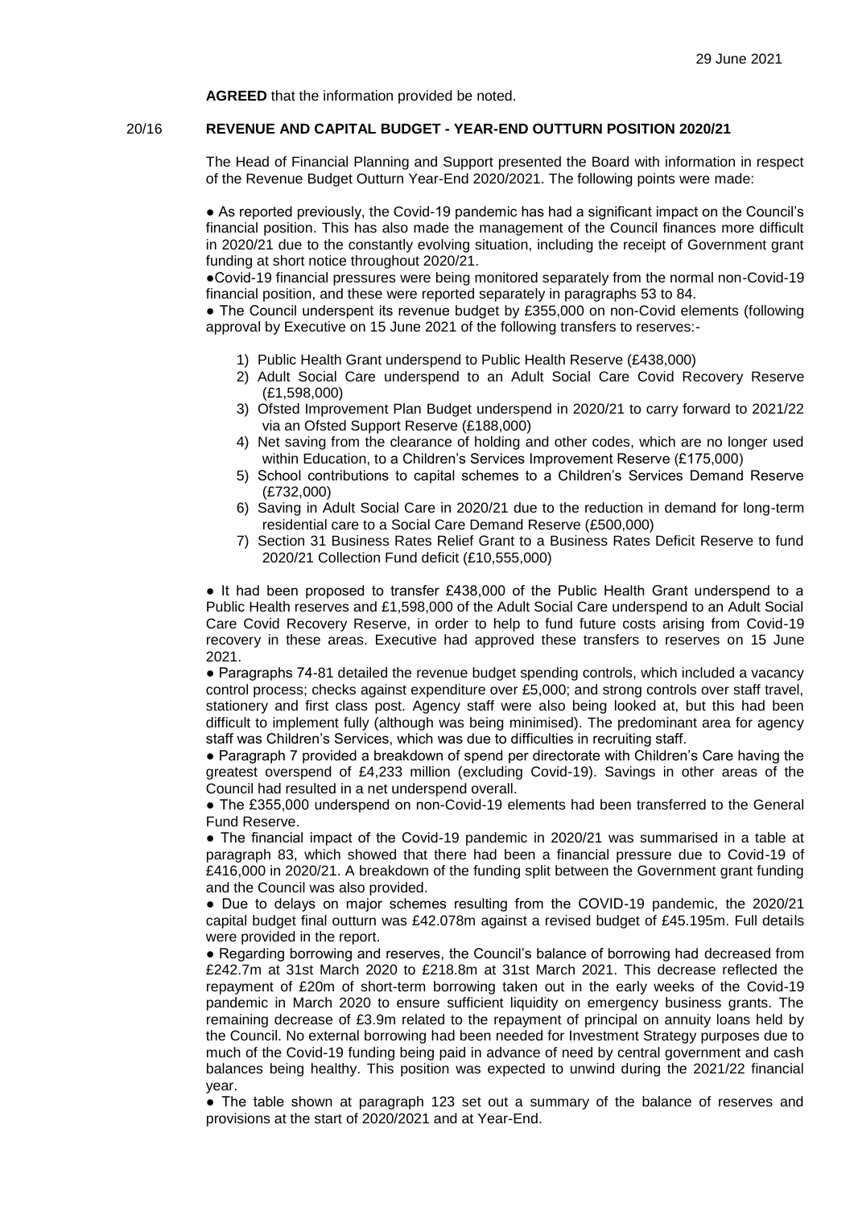**AGREED** that the information provided be noted.

## 20/16 REVENUE AND CAPITAL BUDGET - YEAR-END OUTTURN POSITION 2020/21

The Head of Financial Planning and Support presented the Board with information in respect of the Revenue Budget Outturn Year-End 2020/2021. The following points were made:

● As reported previously, the Covid-19 pandemic has had a significant impact on the Council's financial position. This has also made the management of the Council finances more difficult in 2020/21 due to the constantly evolving situation, including the receipt of Government grant funding at short notice throughout 2020/21.

●Covid-19 financial pressures were being monitored separately from the normal non-Covid-19 financial position, and these were reported separately in paragraphs 53 to 84.

● The Council underspent its revenue budget by £355,000 on non-Covid elements (following approval by Executive on 15 June 2021 of the following transfers to reserves:-

1) Public Health Grant underspend to Public Health Reserve (£438,000)
2) Adult Social Care underspend to an Adult Social Care Covid Recovery Reserve (£1,598,000)
3) Ofsted Improvement Plan Budget underspend in 2020/21 to carry forward to 2021/22 via an Ofsted Support Reserve (£188,000)
4) Net saving from the clearance of holding and other codes, which are no longer used within Education, to a Children's Services Improvement Reserve (£175,000)
5) School contributions to capital schemes to a Children's Services Demand Reserve (£732,000)
6) Saving in Adult Social Care in 2020/21 due to the reduction in demand for long-term residential care to a Social Care Demand Reserve (£500,000)
7) Section 31 Business Rates Relief Grant to a Business Rates Deficit Reserve to fund 2020/21 Collection Fund deficit (£10,555,000)

● It had been proposed to transfer £438,000 of the Public Health Grant underspend to a Public Health reserves and £1,598,000 of the Adult Social Care underspend to an Adult Social Care Covid Recovery Reserve, in order to help to fund future costs arising from Covid-19 recovery in these areas. Executive had approved these transfers to reserves on 15 June 2021.

● Paragraphs 74-81 detailed the revenue budget spending controls, which included a vacancy control process; checks against expenditure over £5,000; and strong controls over staff travel, stationery and first class post. Agency staff were also being looked at, but this had been difficult to implement fully (although was being minimised). The predominant area for agency staff was Children's Services, which was due to difficulties in recruiting staff.

● Paragraph 7 provided a breakdown of spend per directorate with Children's Care having the greatest overspend of £4,233 million (excluding Covid-19). Savings in other areas of the Council had resulted in a net underspend overall.

● The £355,000 underspend on non-Covid-19 elements had been transferred to the General Fund Reserve.

● The financial impact of the Covid-19 pandemic in 2020/21 was summarised in a table at paragraph 83, which showed that there had been a financial pressure due to Covid-19 of £416,000 in 2020/21. A breakdown of the funding split between the Government grant funding and the Council was also provided.

● Due to delays on major schemes resulting from the COVID-19 pandemic, the 2020/21 capital budget final outturn was £42.078m against a revised budget of £45.195m. Full details were provided in the report.

● Regarding borrowing and reserves, the Council's balance of borrowing had decreased from £242.7m at 31st March 2020 to £218.8m at 31st March 2021. This decrease reflected the repayment of £20m of short-term borrowing taken out in the early weeks of the Covid-19 pandemic in March 2020 to ensure sufficient liquidity on emergency business grants. The remaining decrease of £3.9m related to the repayment of principal on annuity loans held by the Council. No external borrowing had been needed for Investment Strategy purposes due to much of the Covid-19 funding being paid in advance of need by central government and cash balances being healthy. This position was expected to unwind during the 2021/22 financial year.

● The table shown at paragraph 123 set out a summary of the balance of reserves and provisions at the start of 2020/2021 and at Year-End.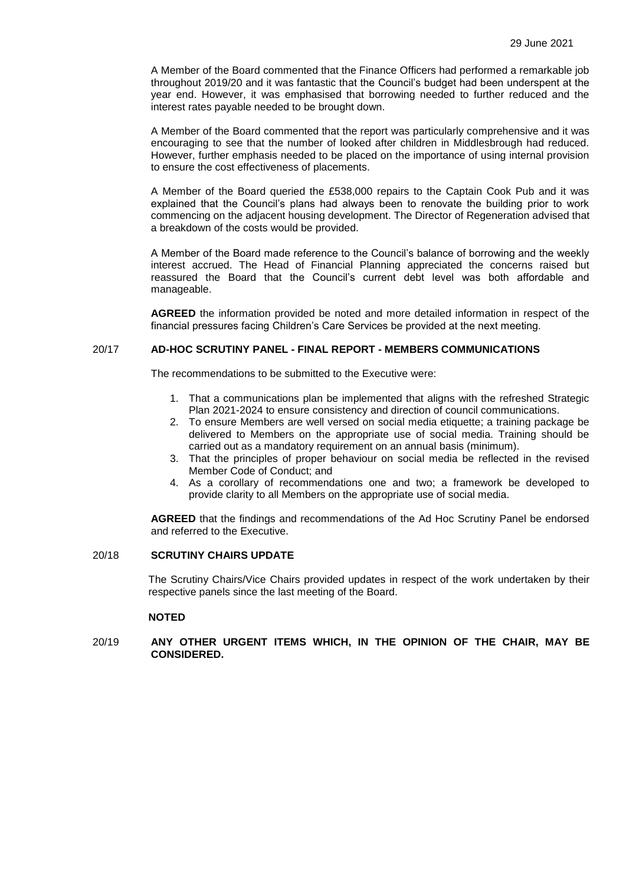A Member of the Board commented that the Finance Officers had performed a remarkable job throughout 2019/20 and it was fantastic that the Council's budget had been underspent at the year end. However, it was emphasised that borrowing needed to further reduced and the interest rates payable needed to be brought down.

A Member of the Board commented that the report was particularly comprehensive and it was encouraging to see that the number of looked after children in Middlesbrough had reduced. However, further emphasis needed to be placed on the importance of using internal provision to ensure the cost effectiveness of placements.

A Member of the Board queried the £538,000 repairs to the Captain Cook Pub and it was explained that the Council's plans had always been to renovate the building prior to work commencing on the adjacent housing development. The Director of Regeneration advised that a breakdown of the costs would be provided.

A Member of the Board made reference to the Council's balance of borrowing and the weekly interest accrued. The Head of Financial Planning appreciated the concerns raised but reassured the Board that the Council's current debt level was both affordable and manageable.

**AGREED** the information provided be noted and more detailed information in respect of the financial pressures facing Children's Care Services be provided at the next meeting.

### 20/17 AD-HOC SCRUTINY PANEL - FINAL REPORT - MEMBERS COMMUNICATIONS

The recommendations to be submitted to the Executive were:

1. That a communications plan be implemented that aligns with the refreshed Strategic Plan 2021-2024 to ensure consistency and direction of council communications.
2. To ensure Members are well versed on social media etiquette; a training package be delivered to Members on the appropriate use of social media. Training should be carried out as a mandatory requirement on an annual basis (minimum).
3. That the principles of proper behaviour on social media be reflected in the revised Member Code of Conduct; and
4. As a corollary of recommendations one and two; a framework be developed to provide clarity to all Members on the appropriate use of social media.

**AGREED** that the findings and recommendations of the Ad Hoc Scrutiny Panel be endorsed and referred to the Executive.

### 20/18 SCRUTINY CHAIRS UPDATE

The Scrutiny Chairs/Vice Chairs provided updates in respect of the work undertaken by their respective panels since the last meeting of the Board.

**NOTED**

### 20/19 ANY OTHER URGENT ITEMS WHICH, IN THE OPINION OF THE CHAIR, MAY BE CONSIDERED.